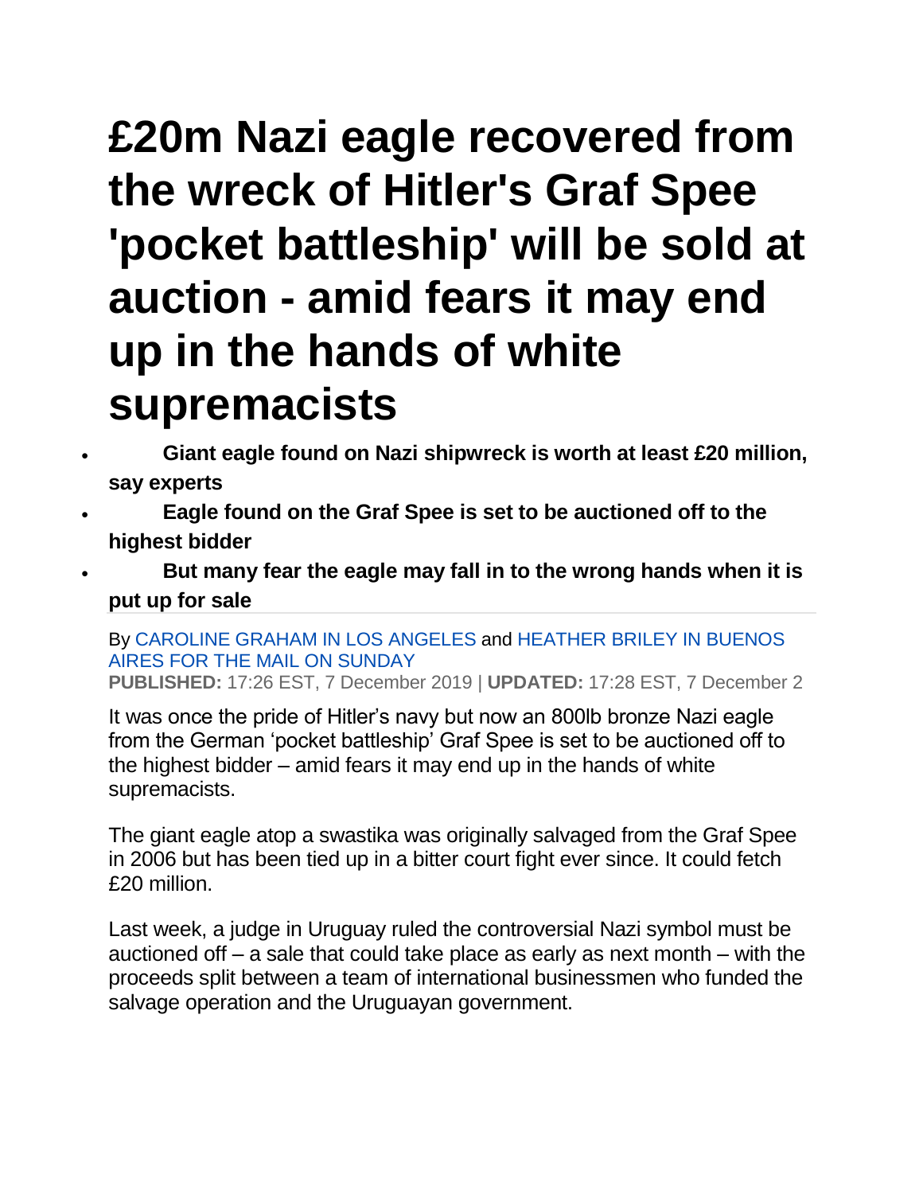# £20m Nazi eagle recovered from the wreck of Hitler's Graf Spee 'pocket battleship' will be sold at auction - amid fears it may end up in the hands of white supremacists

- **Giant eagle found on Nazi shipwreck is worth at least £20 million, say experts**
- **Eagle found on the Graf Spee is set to be auctioned off to the highest bidder**
- **But many fear the eagle may fall in to the wrong hands when it is put up for sale**

By CAROLINE GRAHAM IN LOS ANGELES and HEATHER BRILEY IN BUENOS AIRES FOR THE MAIL ON SUNDAY

**PUBLISHED:** 17:26 EST, 7 December 2019 | **UPDATED:** 17:28 EST, 7 December 2

It was once the pride of Hitler's navy but now an 800lb bronze Nazi eagle from the German 'pocket battleship' Graf Spee is set to be auctioned off to the highest bidder – amid fears it may end up in the hands of white supremacists.

The giant eagle atop a swastika was originally salvaged from the Graf Spee in 2006 but has been tied up in a bitter court fight ever since. It could fetch £20 million.

Last week, a judge in Uruguay ruled the controversial Nazi symbol must be auctioned off – a sale that could take place as early as next month – with the proceeds split between a team of international businessmen who funded the salvage operation and the Uruguayan government.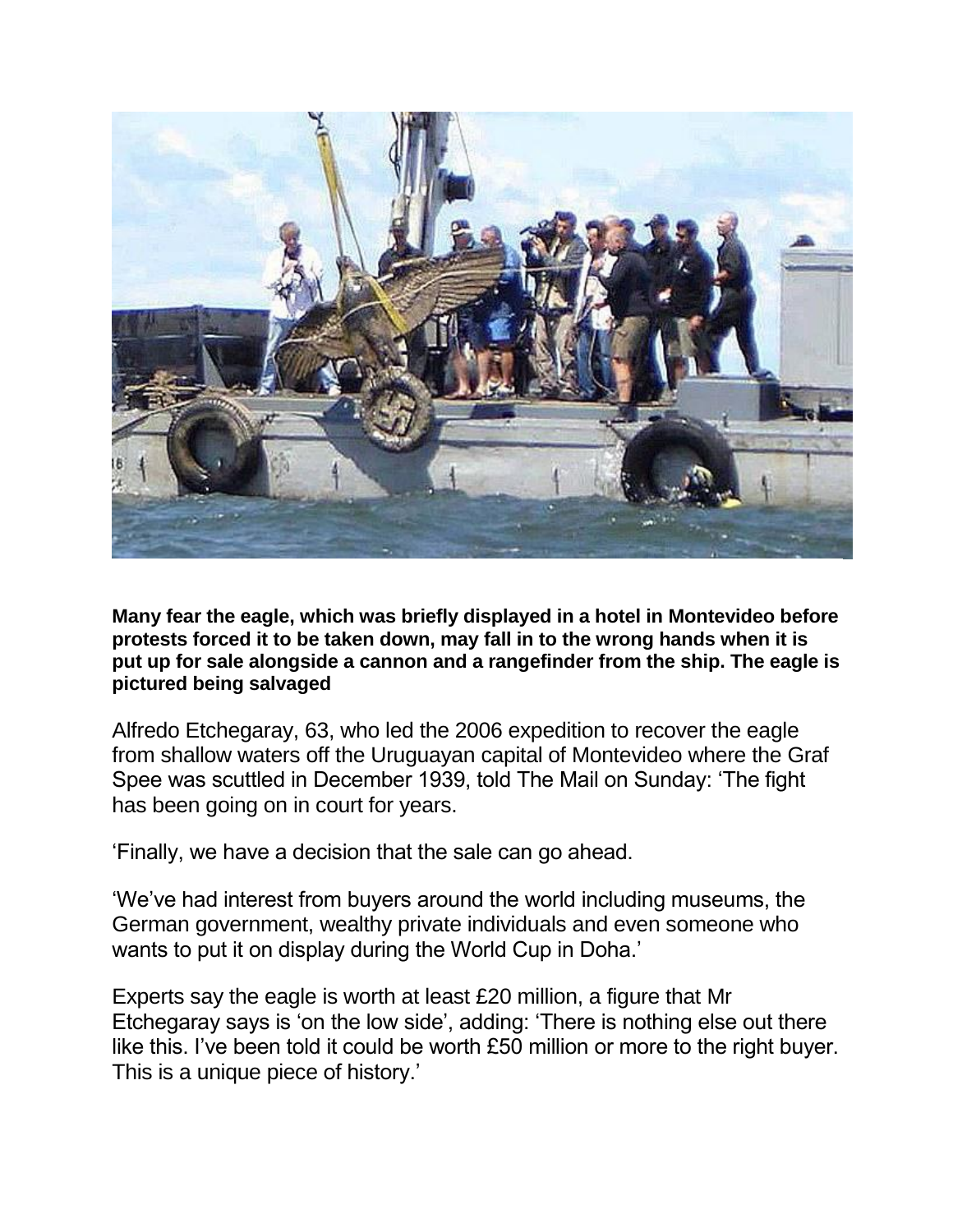**Many fear the eagle, which was briefly displayed in a hotel in Montevideo before protests forced it to be taken down, may fall in to the wrong hands when it is put up for sale alongside a cannon and a rangefinder from the ship. The eagle is pictured being salvaged**

Alfredo Etchegaray, 63, who led the 2006 expedition to recover the eagle from shallow waters off the Uruguayan capital of Montevideo where the Graf Spee was scuttled in December 1939, told The Mail on Sunday: 'The fight has been going on in court for years.

'Finally, we have a decision that the sale can go ahead.

'We've had interest from buyers around the world including museums, the German government, wealthy private individuals and even someone who wants to put it on display during the World Cup in Doha.'

Experts say the eagle is worth at least £20 million, a figure that Mr Etchegaray says is 'on the low side', adding: 'There is nothing else out there like this. I've been told it could be worth £50 million or more to the right buyer. This is a unique piece of history.'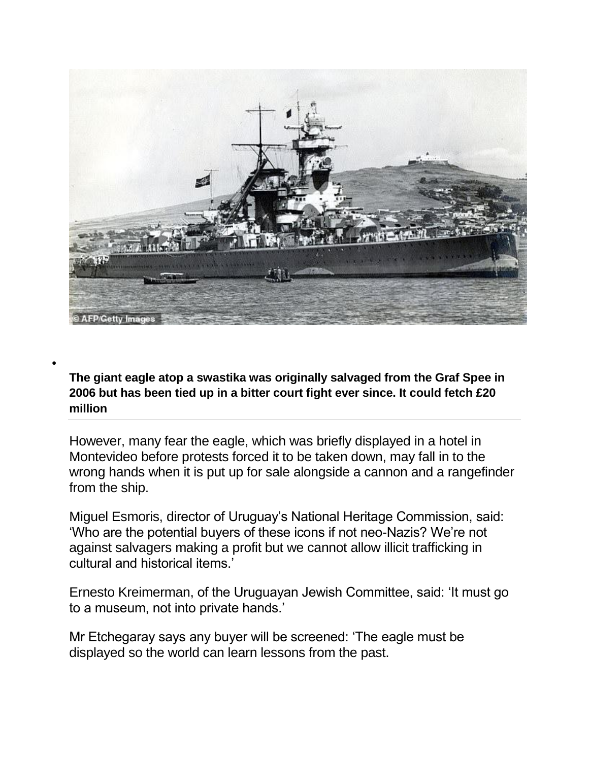**The giant eagle atop a swastika was originally salvaged from the Graf Spee in 2006 but has been tied up in a bitter court fight ever since. It could fetch £20 million**

However, many fear the eagle, which was briefly displayed in a hotel in Montevideo before protests forced it to be taken down, may fall in to the wrong hands when it is put up for sale alongside a cannon and a rangefinder from the ship.

Miguel Esmoris, director of Uruguay's National Heritage Commission, said: 'Who are the potential buyers of these icons if not neo-Nazis? We're not against salvagers making a profit but we cannot allow illicit trafficking in cultural and historical items.'

Ernesto Kreimerman, of the Uruguayan Jewish Committee, said: 'It must go to a museum, not into private hands.'

Mr Etchegaray says any buyer will be screened: 'The eagle must be displayed so the world can learn lessons from the past.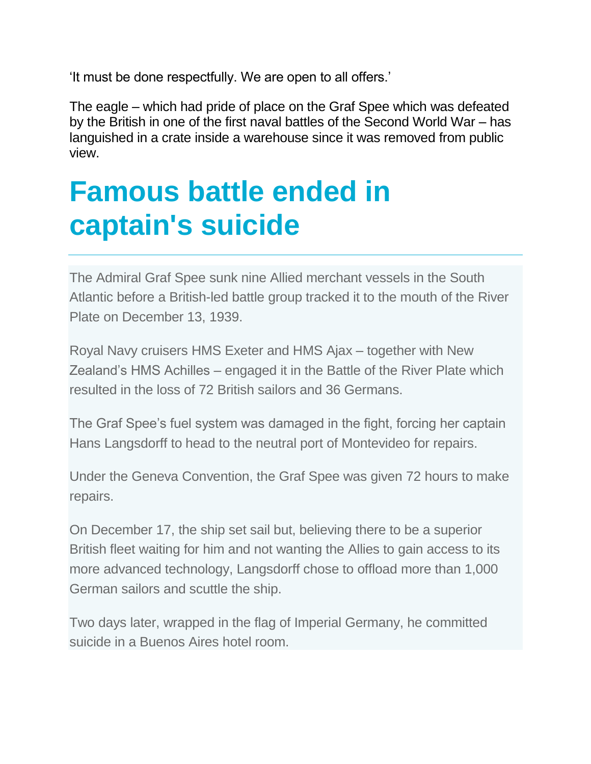'It must be done respectfully. We are open to all offers.'

The eagle – which had pride of place on the Graf Spee which was defeated by the British in one of the first naval battles of the Second World War – has languished in a crate inside a warehouse since it was removed from public view.

## Famous battle ended in captain's suicide

The Admiral Graf Spee sunk nine Allied merchant vessels in the South Atlantic before a British-led battle group tracked it to the mouth of the River Plate on December 13, 1939.

Royal Navy cruisers HMS Exeter and HMS Ajax – together with New Zealand's HMS Achilles – engaged it in the Battle of the River Plate which resulted in the loss of 72 British sailors and 36 Germans.

The Graf Spee's fuel system was damaged in the fight, forcing her captain Hans Langsdorff to head to the neutral port of Montevideo for repairs.

Under the Geneva Convention, the Graf Spee was given 72 hours to make repairs.

On December 17, the ship set sail but, believing there to be a superior British fleet waiting for him and not wanting the Allies to gain access to its more advanced technology, Langsdorff chose to offload more than 1,000 German sailors and scuttle the ship.

Two days later, wrapped in the flag of Imperial Germany, he committed suicide in a Buenos Aires hotel room.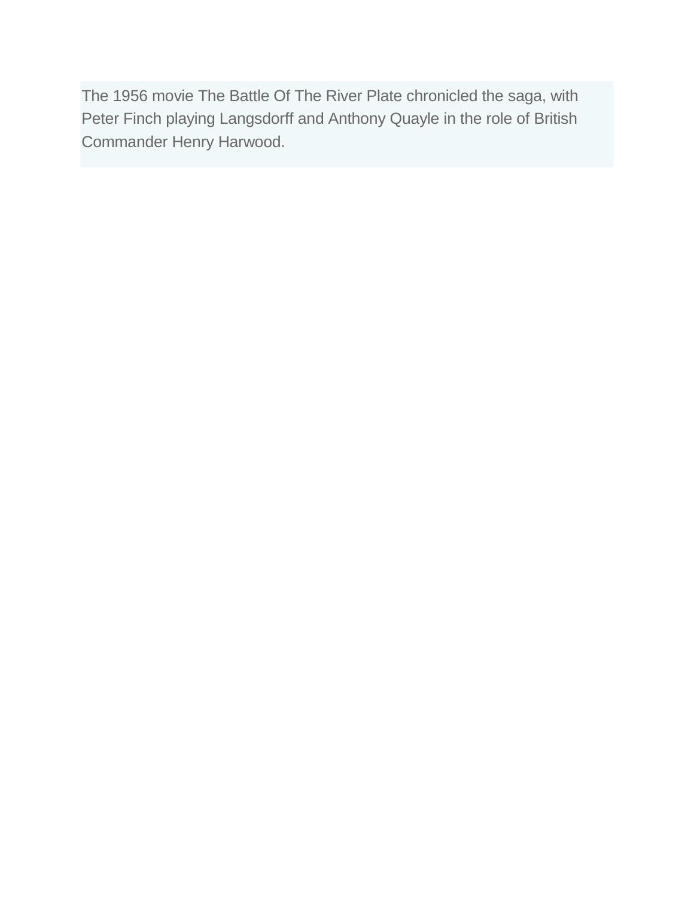The 1956 movie The Battle Of The River Plate chronicled the saga, with Peter Finch playing Langsdorff and Anthony Quayle in the role of British Commander Henry Harwood.